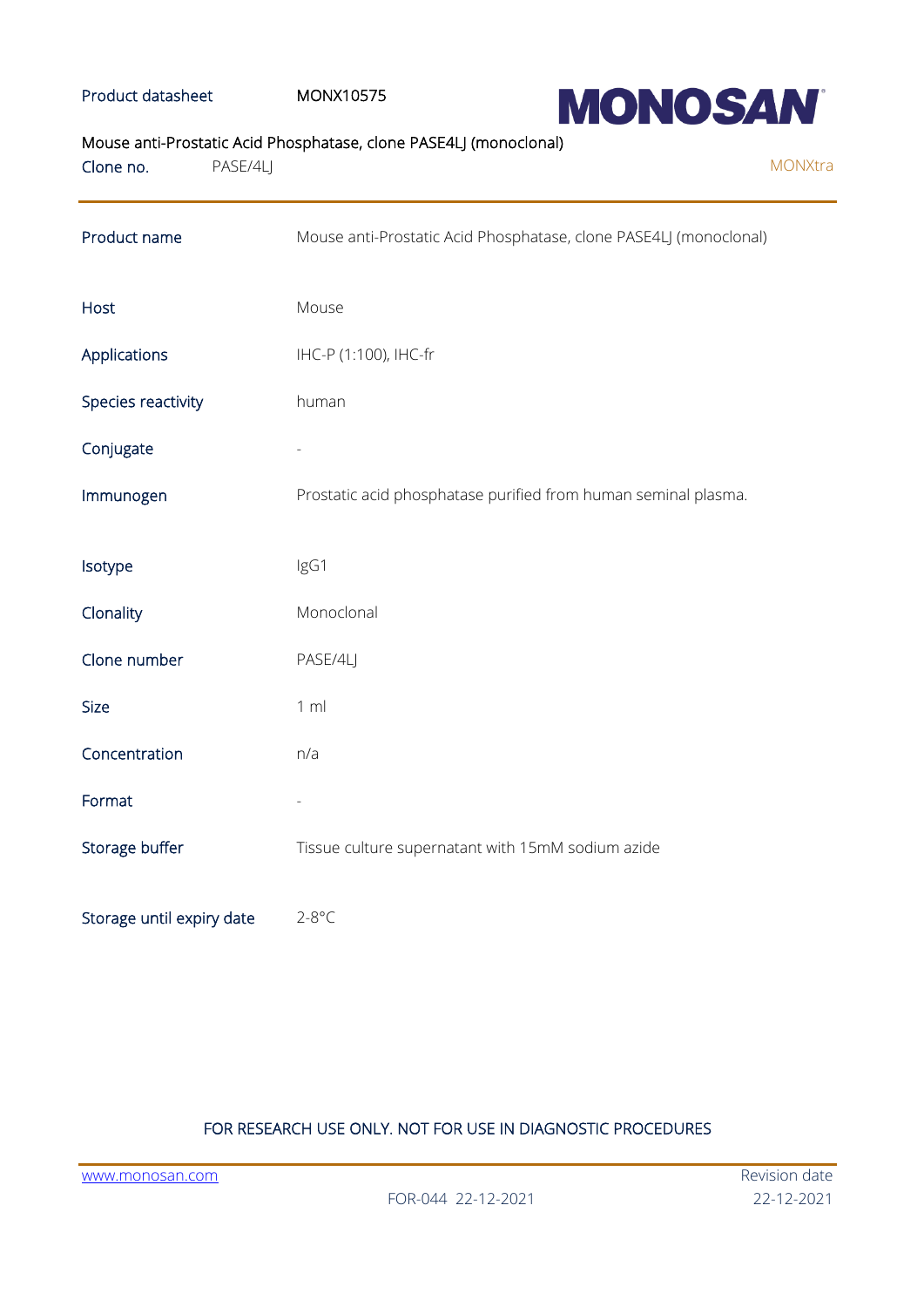Product datasheet MONX10575

**MONOSAN**

Mouse anti-Prostatic Acid Phosphatase, clone PASE4LJ (monoclonal)

Clone no. PASE/4LJ

MONXtra

| | |
|---|---|
| Product name | Mouse anti-Prostatic Acid Phosphatase, clone PASE4LJ (monoclonal) |
| Host | Mouse |
| Applications | IHC-P (1:100), IHC-fr |
| Species reactivity | human |
| Conjugate | - |
| Immunogen | Prostatic acid phosphatase purified from human seminal plasma. |
| Isotype | IgG1 |
| Clonality | Monoclonal |
| Clone number | PASE/4LJ |
| Size | 1 ml |
| Concentration | n/a |
| Format | - |
| Storage buffer | Tissue culture supernatant with 15mM sodium azide |
| Storage until expiry date | 2-8°C |

FOR RESEARCH USE ONLY. NOT FOR USE IN DIAGNOSTIC PROCEDURES

www.monosan.com

FOR-044 22-12-2021

Revision date 22-12-2021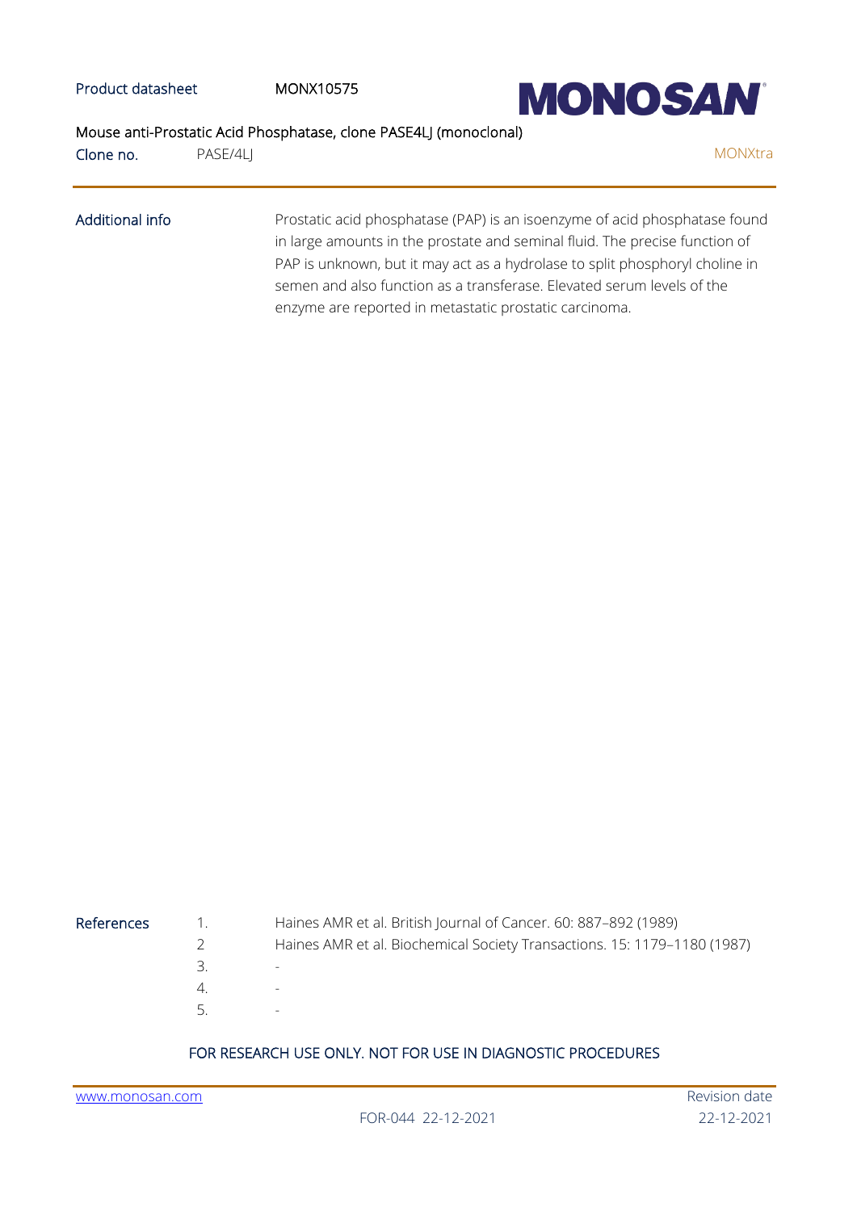Product datasheet MONX10575

Mouse anti-Prostatic Acid Phosphatase, clone PASE4LJ (monoclonal)

Clone no. PASE/4LJ

MONXtra

**Additional info**

Prostatic acid phosphatase (PAP) is an isoenzyme of acid phosphatase found in large amounts in the prostate and seminal fluid. The precise function of PAP is unknown, but it may act as a hydrolase to split phosphoryl choline in semen and also function as a transferase. Elevated serum levels of the enzyme are reported in metastatic prostatic carcinoma.

**References**

1. Haines AMR et al. British Journal of Cancer. 60: 887–892 (1989)
2. Haines AMR et al. Biochemical Society Transactions. 15: 1179–1180 (1987)
3. -
4. -
5. -

FOR RESEARCH USE ONLY. NOT FOR USE IN DIAGNOSTIC PROCEDURES

www.monosan.com

FOR-044 22-12-2021

Revision date 22-12-2021